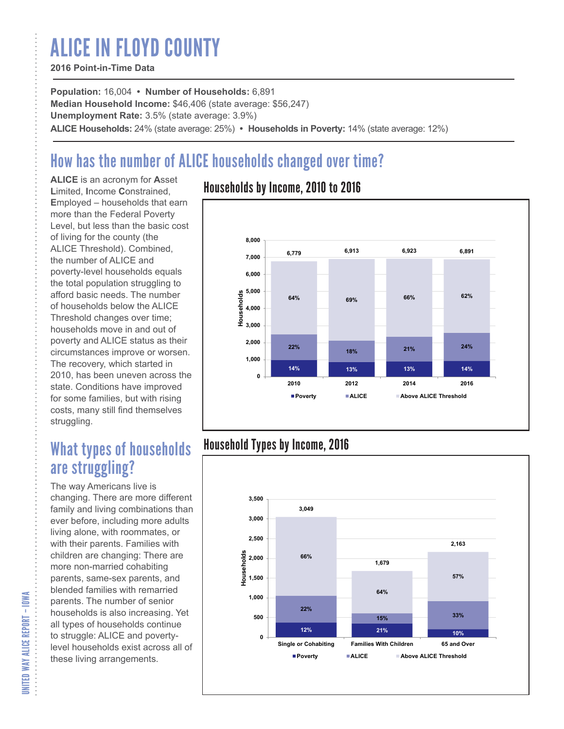# ALICE IN FLOYD COUNTY

**2016 Point-in-Time Data**

**Population:** 16,004 • **Number of Households:** 6,891
**Median Household Income:** $46,406 (state average: $56,247)
**Unemployment Rate:** 3.5% (state average: 3.9%)
**ALICE Households:** 24% (state average: 25%) • **Households in Poverty:** 14% (state average: 12%)

## How has the number of ALICE households changed over time?

**ALICE** is an acronym for **A**sset **L**imited, **I**ncome **C**onstrained, **E**mployed – households that earn more than the Federal Poverty Level, but less than the basic cost of living for the county (the ALICE Threshold). Combined, the number of ALICE and poverty-level households equals the total population struggling to afford basic needs. The number of households below the ALICE Threshold changes over time; households move in and out of poverty and ALICE status as their circumstances improve or worsen. The recovery, which started in 2010, has been uneven across the state. Conditions have improved for some families, but with rising costs, many still find themselves struggling.

### Households by Income, 2010 to 2016

Households
8,000
7,000
6,000
5,000
4,000
3,000
2,000
1,000
0

2010: 6,779 — 64%, 22%, 14%
2012: 6,913 — 69%, 18%, 13%
2014: 6,923 — 66%, 21%, 13%
2016: 6,891 — 62%, 24%, 14%

Poverty ALICE Above ALICE Threshold

## What types of households are struggling?

The way Americans live is changing. There are more different family and living combinations than ever before, including more adults living alone, with roommates, or with their parents. Families with children are changing: There are more non-married cohabiting parents, same-sex parents, and blended families with remarried parents. The number of senior households is also increasing. Yet all types of households continue to struggle: ALICE and poverty-level households exist across all of these living arrangements.

### Household Types by Income, 2016

Households
3,500
3,000
2,500
2,000
1,500
1,000
500
0

Single or Cohabiting: 3,049 — 66%, 22%, 12%
Families With Children: 1,679 — 64%, 15%, 21%
65 and Over: 2,163 — 57%, 33%, 10%

Poverty ALICE Above ALICE Threshold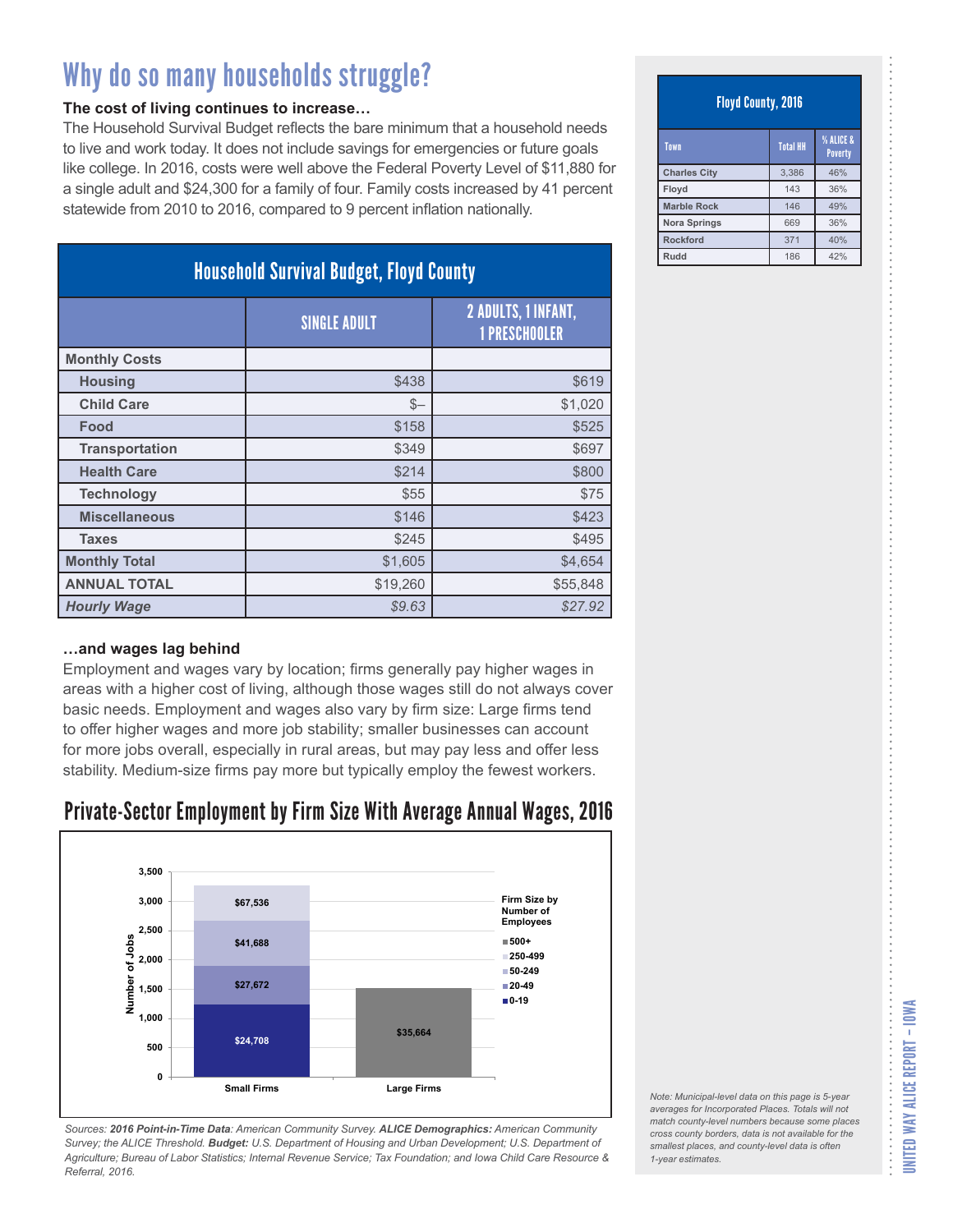# Why do so many households struggle?

**The cost of living continues to increase…**

The Household Survival Budget reflects the bare minimum that a household needs to live and work today. It does not include savings for emergencies or future goals like college. In 2016, costs were well above the Federal Poverty Level of $11,880 for a single adult and $24,300 for a family of four. Family costs increased by 41 percent statewide from 2010 to 2016, compared to 9 percent inflation nationally.

## Household Survival Budget, Floyd County

| | SINGLE ADULT | 2 ADULTS, 1 INFANT, 1 PRESCHOOLER |
|---|---|---|
| **Monthly Costs** | | |
| **Housing** | $438 | $619 |
| **Child Care** | $– | $1,020 |
| **Food** | $158 | $525 |
| **Transportation** | $349 | $697 |
| **Health Care** | $214 | $800 |
| **Technology** | $55 | $75 |
| **Miscellaneous** | $146 | $423 |
| **Taxes** | $245 | $495 |
| **Monthly Total** | $1,605 | $4,654 |
| **ANNUAL TOTAL** | $19,260 | $55,848 |
| ***Hourly Wage*** | *$9.63* | *$27.92* |

**…and wages lag behind**

Employment and wages vary by location; firms generally pay higher wages in areas with a higher cost of living, although those wages still do not always cover basic needs. Employment and wages also vary by firm size: Large firms tend to offer higher wages and more job stability; smaller businesses can account for more jobs overall, especially in rural areas, but may pay less and offer less stability. Medium-size firms pay more but typically employ the fewest workers.

## Private-Sector Employment by Firm Size With Average Annual Wages, 2016

Number of Jobs

3,500
3,000
2,500
2,000
1,500
1,000
500
0

$67,536
$41,688
$27,672
$24,708
$35,664

Small Firms
Large Firms

Firm Size by Number of Employees
500+
250-499
50-249
20-49
0-19

*Sources: **2016 Point-in-Time Data**: American Community Survey. **ALICE Demographics:** American Community Survey; the ALICE Threshold. **Budget:** U.S. Department of Housing and Urban Development; U.S. Department of Agriculture; Bureau of Labor Statistics; Internal Revenue Service; Tax Foundation; and Iowa Child Care Resource & Referral, 2016.*

## Floyd County, 2016

| Town | Total HH | % ALICE & Poverty |
|---|---|---|
| Charles City | 3,386 | 46% |
| Floyd | 143 | 36% |
| Marble Rock | 146 | 49% |
| Nora Springs | 669 | 36% |
| Rockford | 371 | 40% |
| Rudd | 186 | 42% |

*Note: Municipal-level data on this page is 5-year averages for Incorporated Places. Totals will not match county-level numbers because some places cross county borders, data is not available for the smallest places, and county-level data is often 1-year estimates.*